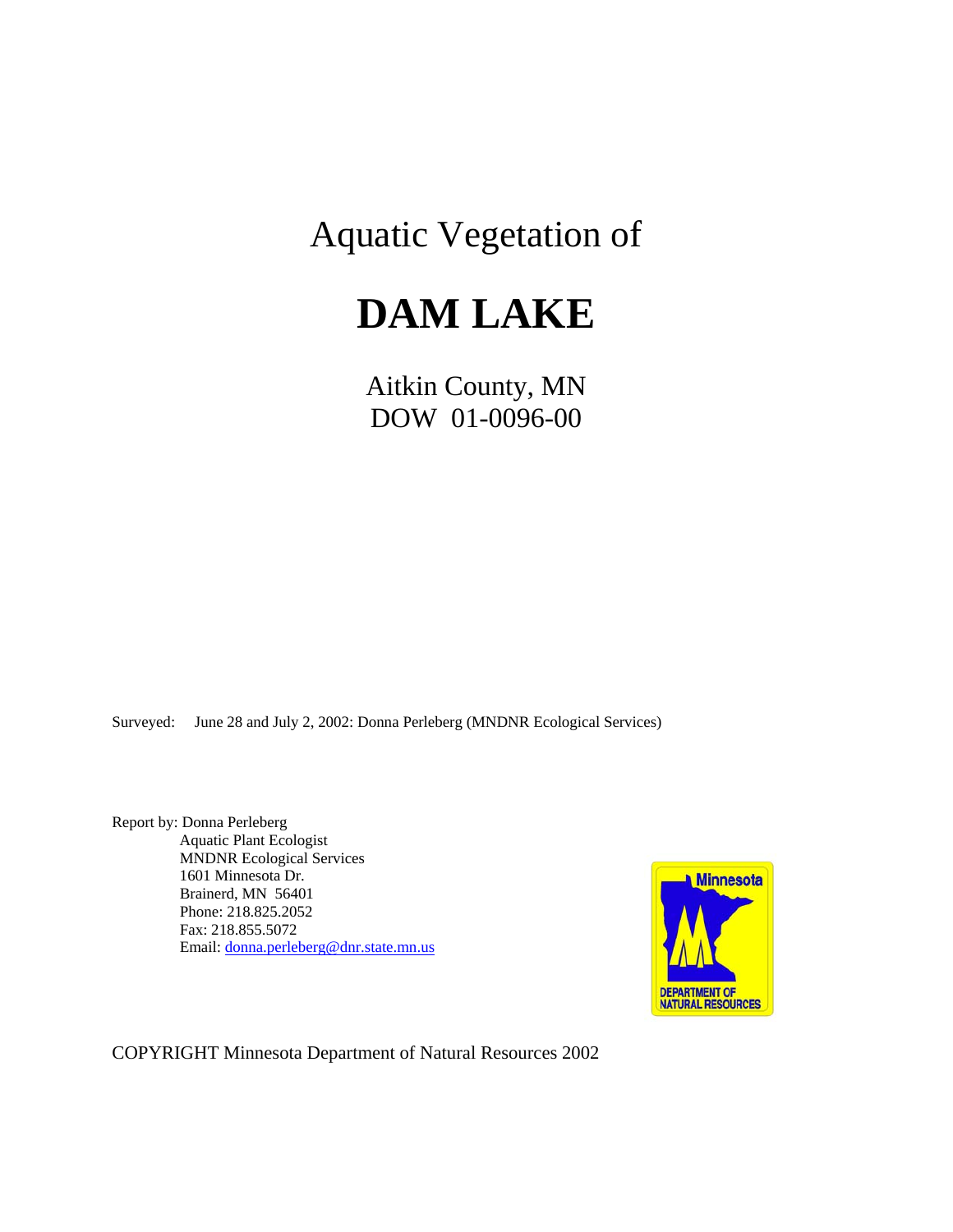Aquatic Vegetation of

# DAM LAKE

Aitkin County, MN
DOW 01-0096-00

Surveyed: June 28 and July 2, 2002: Donna Perleberg (MNDNR Ecological Services)

Report by: Donna Perleberg
Aquatic Plant Ecologist
MNDNR Ecological Services
1601 Minnesota Dr.
Brainerd, MN 56401
Phone: 218.825.2052
Fax: 218.855.5072
Email: donna.perleberg@dnr.state.mn.us

COPYRIGHT Minnesota Department of Natural Resources 2002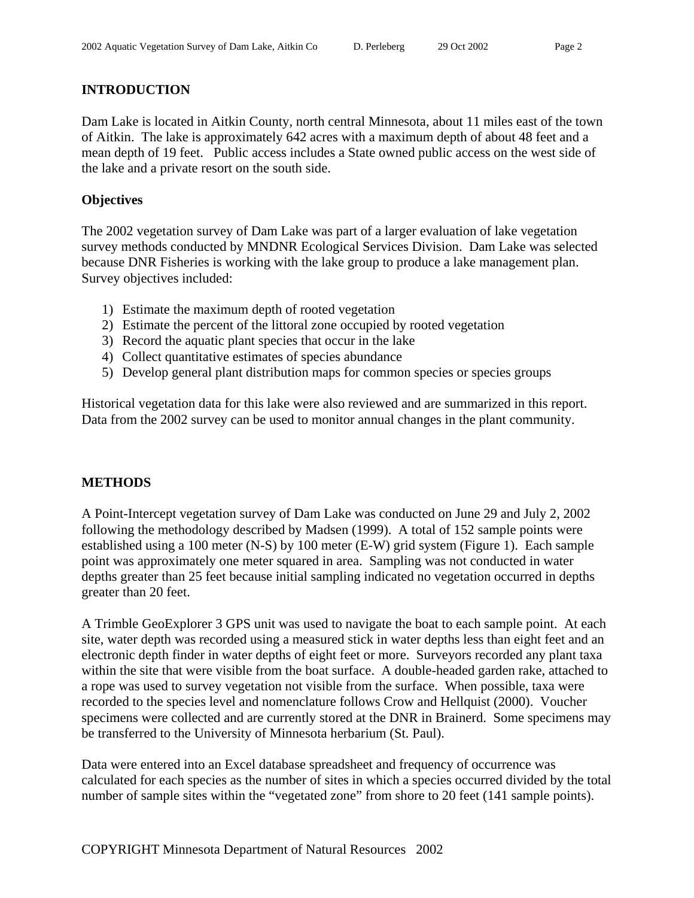## INTRODUCTION

Dam Lake is located in Aitkin County, north central Minnesota, about 11 miles east of the town of Aitkin. The lake is approximately 642 acres with a maximum depth of about 48 feet and a mean depth of 19 feet. Public access includes a State owned public access on the west side of the lake and a private resort on the south side.

### Objectives

The 2002 vegetation survey of Dam Lake was part of a larger evaluation of lake vegetation survey methods conducted by MNDNR Ecological Services Division. Dam Lake was selected because DNR Fisheries is working with the lake group to produce a lake management plan. Survey objectives included:

1) Estimate the maximum depth of rooted vegetation
2) Estimate the percent of the littoral zone occupied by rooted vegetation
3) Record the aquatic plant species that occur in the lake
4) Collect quantitative estimates of species abundance
5) Develop general plant distribution maps for common species or species groups

Historical vegetation data for this lake were also reviewed and are summarized in this report. Data from the 2002 survey can be used to monitor annual changes in the plant community.

## METHODS

A Point-Intercept vegetation survey of Dam Lake was conducted on June 29 and July 2, 2002 following the methodology described by Madsen (1999). A total of 152 sample points were established using a 100 meter (N-S) by 100 meter (E-W) grid system (Figure 1). Each sample point was approximately one meter squared in area. Sampling was not conducted in water depths greater than 25 feet because initial sampling indicated no vegetation occurred in depths greater than 20 feet.

A Trimble GeoExplorer 3 GPS unit was used to navigate the boat to each sample point. At each site, water depth was recorded using a measured stick in water depths less than eight feet and an electronic depth finder in water depths of eight feet or more. Surveyors recorded any plant taxa within the site that were visible from the boat surface. A double-headed garden rake, attached to a rope was used to survey vegetation not visible from the surface. When possible, taxa were recorded to the species level and nomenclature follows Crow and Hellquist (2000). Voucher specimens were collected and are currently stored at the DNR in Brainerd. Some specimens may be transferred to the University of Minnesota herbarium (St. Paul).

Data were entered into an Excel database spreadsheet and frequency of occurrence was calculated for each species as the number of sites in which a species occurred divided by the total number of sample sites within the "vegetated zone" from shore to 20 feet (141 sample points).

COPYRIGHT Minnesota Department of Natural Resources 2002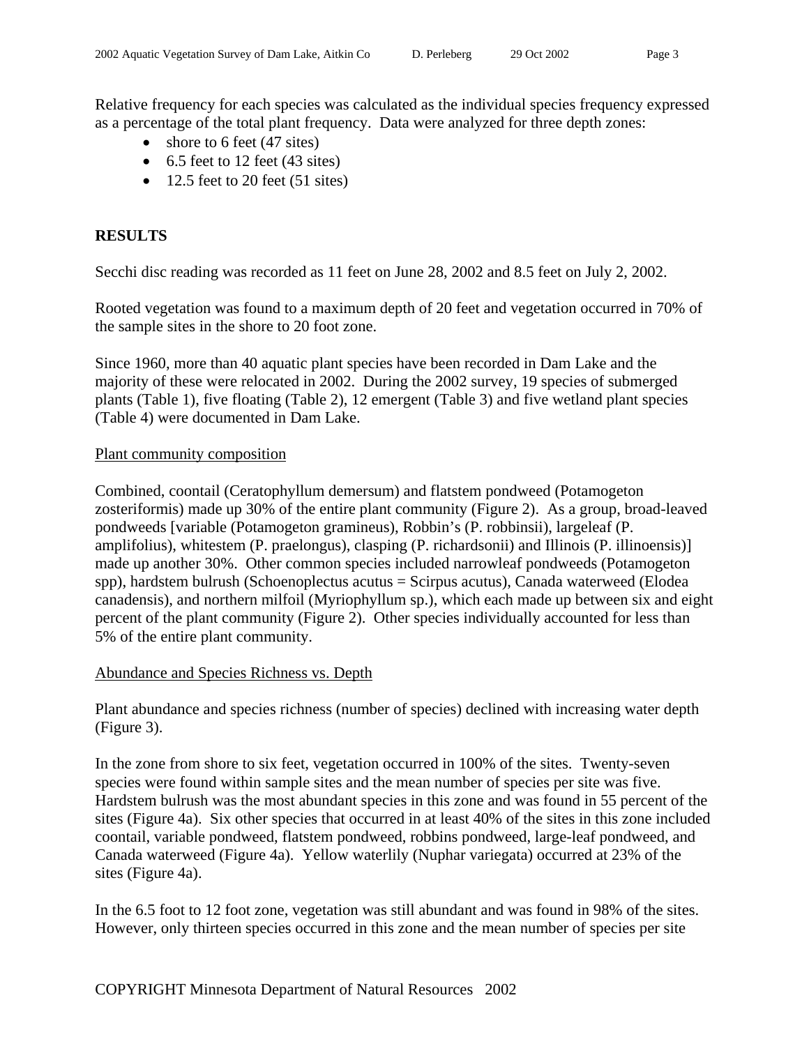Relative frequency for each species was calculated as the individual species frequency expressed as a percentage of the total plant frequency. Data were analyzed for three depth zones:

- shore to 6 feet (47 sites)
- 6.5 feet to 12 feet (43 sites)
- 12.5 feet to 20 feet (51 sites)

## RESULTS

Secchi disc reading was recorded as 11 feet on June 28, 2002 and 8.5 feet on July 2, 2002.

Rooted vegetation was found to a maximum depth of 20 feet and vegetation occurred in 70% of the sample sites in the shore to 20 foot zone.

Since 1960, more than 40 aquatic plant species have been recorded in Dam Lake and the majority of these were relocated in 2002. During the 2002 survey, 19 species of submerged plants (Table 1), five floating (Table 2), 12 emergent (Table 3) and five wetland plant species (Table 4) were documented in Dam Lake.

### Plant community composition

Combined, coontail (Ceratophyllum demersum) and flatstem pondweed (Potamogeton zosteriformis) made up 30% of the entire plant community (Figure 2). As a group, broad-leaved pondweeds [variable (Potamogeton gramineus), Robbin's (P. robbinsii), largeleaf (P. amplifolius), whitestem (P. praelongus), clasping (P. richardsonii) and Illinois (P. illinoensis)] made up another 30%. Other common species included narrowleaf pondweeds (Potamogeton spp), hardstem bulrush (Schoenoplectus acutus = Scirpus acutus), Canada waterweed (Elodea canadensis), and northern milfoil (Myriophyllum sp.), which each made up between six and eight percent of the plant community (Figure 2). Other species individually accounted for less than 5% of the entire plant community.

### Abundance and Species Richness vs. Depth

Plant abundance and species richness (number of species) declined with increasing water depth (Figure 3).

In the zone from shore to six feet, vegetation occurred in 100% of the sites. Twenty-seven species were found within sample sites and the mean number of species per site was five. Hardstem bulrush was the most abundant species in this zone and was found in 55 percent of the sites (Figure 4a). Six other species that occurred in at least 40% of the sites in this zone included coontail, variable pondweed, flatstem pondweed, robbins pondweed, large-leaf pondweed, and Canada waterweed (Figure 4a). Yellow waterlily (Nuphar variegata) occurred at 23% of the sites (Figure 4a).

In the 6.5 foot to 12 foot zone, vegetation was still abundant and was found in 98% of the sites. However, only thirteen species occurred in this zone and the mean number of species per site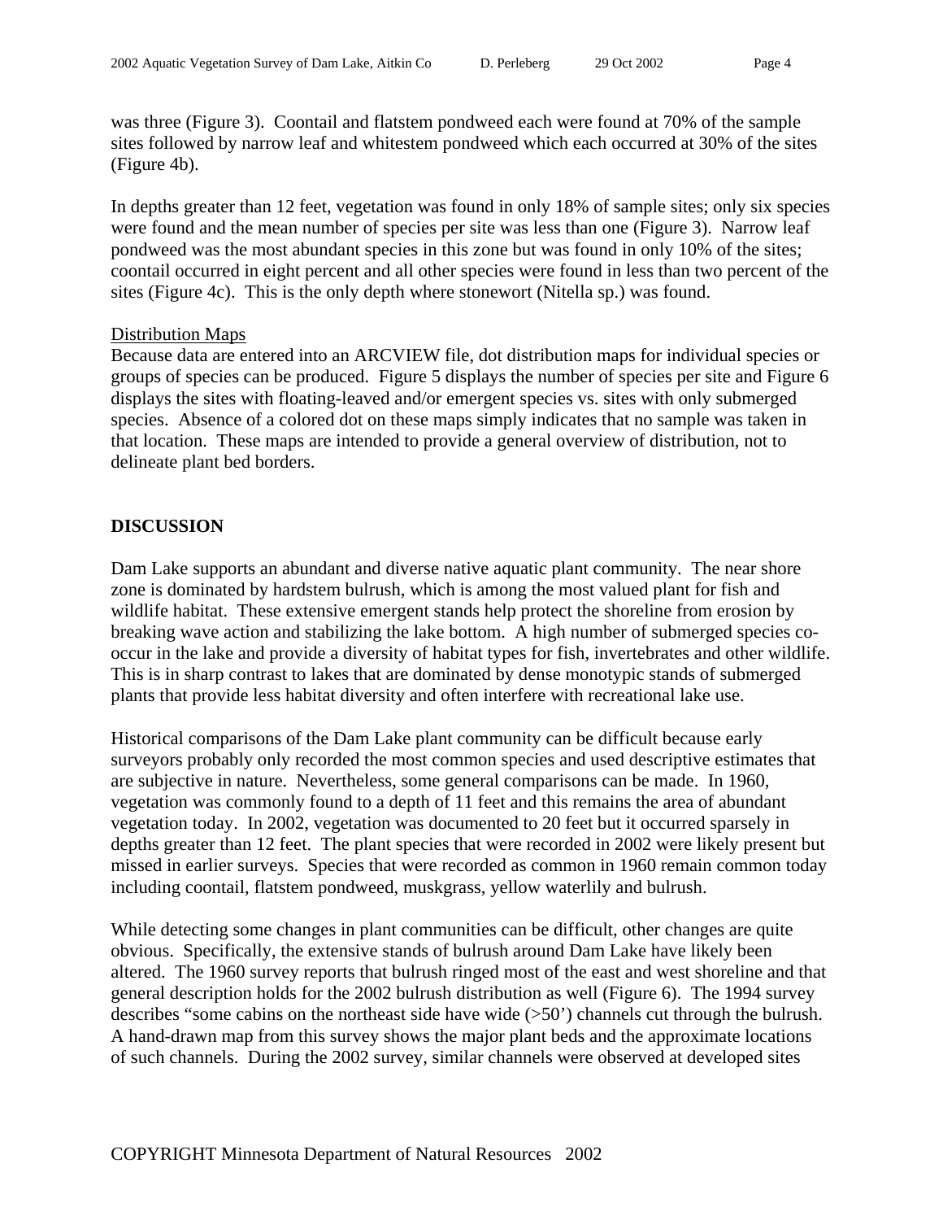was three (Figure 3). Coontail and flatstem pondweed each were found at 70% of the sample sites followed by narrow leaf and whitestem pondweed which each occurred at 30% of the sites (Figure 4b).

In depths greater than 12 feet, vegetation was found in only 18% of sample sites; only six species were found and the mean number of species per site was less than one (Figure 3). Narrow leaf pondweed was the most abundant species in this zone but was found in only 10% of the sites; coontail occurred in eight percent and all other species were found in less than two percent of the sites (Figure 4c). This is the only depth where stonewort (Nitella sp.) was found.

Distribution Maps

Because data are entered into an ARCVIEW file, dot distribution maps for individual species or groups of species can be produced. Figure 5 displays the number of species per site and Figure 6 displays the sites with floating-leaved and/or emergent species vs. sites with only submerged species. Absence of a colored dot on these maps simply indicates that no sample was taken in that location. These maps are intended to provide a general overview of distribution, not to delineate plant bed borders.

## DISCUSSION

Dam Lake supports an abundant and diverse native aquatic plant community. The near shore zone is dominated by hardstem bulrush, which is among the most valued plant for fish and wildlife habitat. These extensive emergent stands help protect the shoreline from erosion by breaking wave action and stabilizing the lake bottom. A high number of submerged species co-occur in the lake and provide a diversity of habitat types for fish, invertebrates and other wildlife. This is in sharp contrast to lakes that are dominated by dense monotypic stands of submerged plants that provide less habitat diversity and often interfere with recreational lake use.

Historical comparisons of the Dam Lake plant community can be difficult because early surveyors probably only recorded the most common species and used descriptive estimates that are subjective in nature. Nevertheless, some general comparisons can be made. In 1960, vegetation was commonly found to a depth of 11 feet and this remains the area of abundant vegetation today. In 2002, vegetation was documented to 20 feet but it occurred sparsely in depths greater than 12 feet. The plant species that were recorded in 2002 were likely present but missed in earlier surveys. Species that were recorded as common in 1960 remain common today including coontail, flatstem pondweed, muskgrass, yellow waterlily and bulrush.

While detecting some changes in plant communities can be difficult, other changes are quite obvious. Specifically, the extensive stands of bulrush around Dam Lake have likely been altered. The 1960 survey reports that bulrush ringed most of the east and west shoreline and that general description holds for the 2002 bulrush distribution as well (Figure 6). The 1994 survey describes "some cabins on the northeast side have wide (>50') channels cut through the bulrush. A hand-drawn map from this survey shows the major plant beds and the approximate locations of such channels. During the 2002 survey, similar channels were observed at developed sites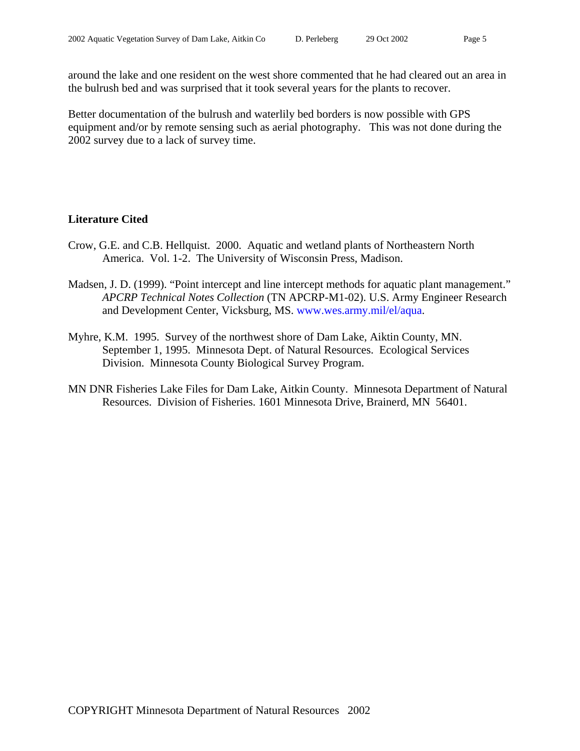around the lake and one resident on the west shore commented that he had cleared out an area in the bulrush bed and was surprised that it took several years for the plants to recover.

Better documentation of the bulrush and waterlily bed borders is now possible with GPS equipment and/or by remote sensing such as aerial photography. This was not done during the 2002 survey due to a lack of survey time.

**Literature Cited**

Crow, G.E. and C.B. Hellquist. 2000. Aquatic and wetland plants of Northeastern North America. Vol. 1-2. The University of Wisconsin Press, Madison.

Madsen, J. D. (1999). "Point intercept and line intercept methods for aquatic plant management." *APCRP Technical Notes Collection* (TN APCRP-M1-02). U.S. Army Engineer Research and Development Center, Vicksburg, MS. www.wes.army.mil/el/aqua.

Myhre, K.M. 1995. Survey of the northwest shore of Dam Lake, Aiktin County, MN. September 1, 1995. Minnesota Dept. of Natural Resources. Ecological Services Division. Minnesota County Biological Survey Program.

MN DNR Fisheries Lake Files for Dam Lake, Aitkin County. Minnesota Department of Natural Resources. Division of Fisheries. 1601 Minnesota Drive, Brainerd, MN 56401.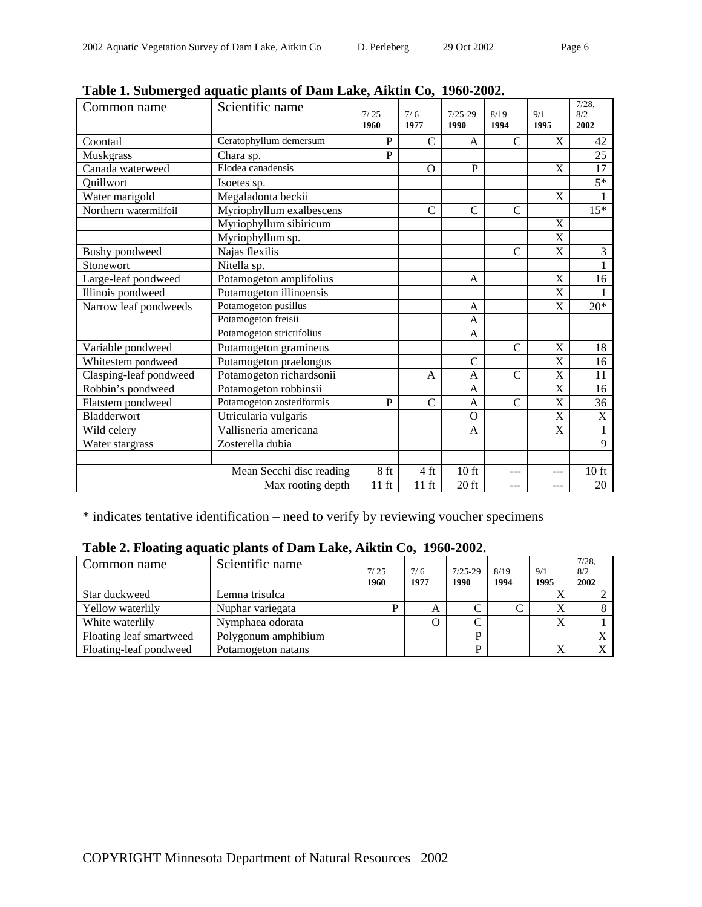**Table 1. Submerged aquatic plants of Dam Lake, Aiktin Co, 1960-2002.**

| Common name | Scientific name | 7/ 25 1960 | 7/ 6 1977 | 7/25-29 1990 | 8/19 1994 | 9/1 1995 | 7/28, 8/2 2002 |
|---|---|---|---|---|---|---|---|
| Coontail | Ceratophyllum demersum | P | C | A | C | X | 42 |
| Muskgrass | Chara sp. | P | | | | | 25 |
| Canada waterweed | Elodea canadensis | | O | P | | X | 17 |
| Quillwort | Isoetes sp. | | | | | | 5* |
| Water marigold | Megaladonta beckii | | | | | X | 1 |
| Northern watermilfoil | Myriophyllum exalbescens | | C | C | C | | 15* |
| | Myriophyllum sibiricum | | | | | X | |
| | Myriophyllum sp. | | | | | X | |
| Bushy pondweed | Najas flexilis | | | | C | X | 3 |
| Stonewort | Nitella sp. | | | | | | 1 |
| Large-leaf pondweed | Potamogeton amplifolius | | | A | | X | 16 |
| Illinois pondweed | Potamogeton illinoensis | | | | | X | 1 |
| Narrow leaf pondweeds | Potamogeton pusillus | | | A | | X | 20* |
| | Potamogeton freisii | | | A | | | |
| | Potamogeton strictifolius | | | A | | | |
| Variable pondweed | Potamogeton gramineus | | | | C | X | 18 |
| Whitestem pondweed | Potamogeton praelongus | | | C | | X | 16 |
| Clasping-leaf pondweed | Potamogeton richardsonii | | A | A | C | X | 11 |
| Robbin's pondweed | Potamogeton robbinsii | | | A | | X | 16 |
| Flatstem pondweed | Potamogeton zosteriformis | P | C | A | C | X | 36 |
| Bladderwort | Utricularia vulgaris | | | O | | X | X |
| Wild celery | Vallisneria americana | | | A | | X | 1 |
| Water stargrass | Zosterella dubia | | | | | | 9 |
| | | | | | | | |
| | Mean Secchi disc reading | 8 ft | 4 ft | 10 ft | --- | --- | 10 ft |
| | Max rooting depth | 11 ft | 11 ft | 20 ft | --- | --- | 20 |

* indicates tentative identification – need to verify by reviewing voucher specimens

**Table 2. Floating aquatic plants of Dam Lake, Aiktin Co, 1960-2002.**

| Common name | Scientific name | 7/ 25 1960 | 7/ 6 1977 | 7/25-29 1990 | 8/19 1994 | 9/1 1995 | 7/28, 8/2 2002 |
|---|---|---|---|---|---|---|---|
| Star duckweed | Lemna trisulca | | | | | X | 2 |
| Yellow waterlily | Nuphar variegata | P | A | C | C | X | 8 |
| White waterlily | Nymphaea odorata | | O | C | | X | 1 |
| Floating leaf smartweed | Polygonum amphibium | | | P | | | X |
| Floating-leaf pondweed | Potamogeton natans | | | P | | X | X |

COPYRIGHT Minnesota Department of Natural Resources 2002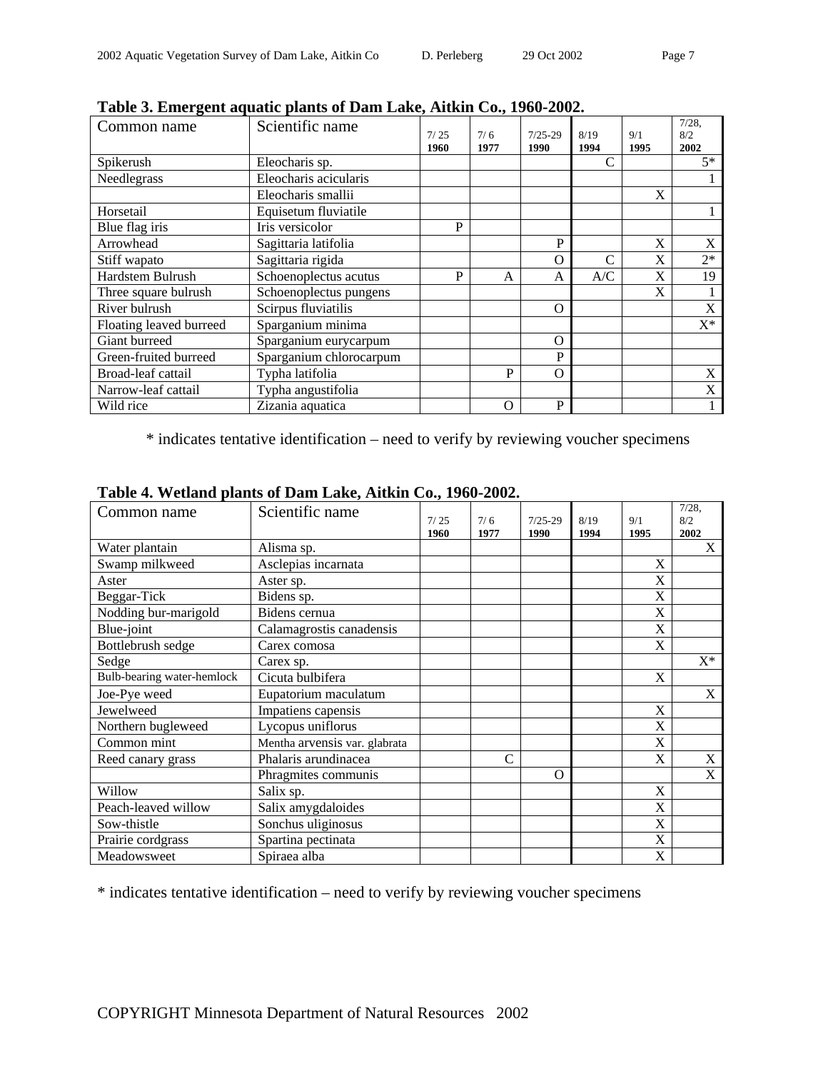**Table 3. Emergent aquatic plants of Dam Lake, Aitkin Co., 1960-2002.**

| Common name | Scientific name | 7/ 25 1960 | 7/ 6 1977 | 7/25-29 1990 | 8/19 1994 | 9/1 1995 | 7/28, 8/2 2002 |
|---|---|---|---|---|---|---|---|
| Spikerush | Eleocharis sp. | | | | C | | 5* |
| Needlegrass | Eleocharis acicularis | | | | | | 1 |
| | Eleocharis smallii | | | | | X | |
| Horsetail | Equisetum fluviatile | | | | | | 1 |
| Blue flag iris | Iris versicolor | P | | | | | |
| Arrowhead | Sagittaria latifolia | | | P | | X | X |
| Stiff wapato | Sagittaria rigida | | | O | C | X | 2* |
| Hardstem Bulrush | Schoenoplectus acutus | P | A | A | A/C | X | 19 |
| Three square bulrush | Schoenoplectus pungens | | | | | X | 1 |
| River bulrush | Scirpus fluviatilis | | | O | | | X |
| Floating leaved burreed | Sparganium minima | | | | | | X* |
| Giant burreed | Sparganium eurycarpum | | | O | | | |
| Green-fruited burreed | Sparganium chlorocarpum | | | P | | | |
| Broad-leaf cattail | Typha latifolia | | P | O | | | X |
| Narrow-leaf cattail | Typha angustifolia | | | | | | X |
| Wild rice | Zizania aquatica | | O | P | | | 1 |

* indicates tentative identification – need to verify by reviewing voucher specimens

**Table 4. Wetland plants of Dam Lake, Aitkin Co., 1960-2002.**

| Common name | Scientific name | 7/ 25 1960 | 7/ 6 1977 | 7/25-29 1990 | 8/19 1994 | 9/1 1995 | 7/28, 8/2 2002 |
|---|---|---|---|---|---|---|---|
| Water plantain | Alisma sp. | | | | | | X |
| Swamp milkweed | Asclepias incarnata | | | | | X | |
| Aster | Aster sp. | | | | | X | |
| Beggar-Tick | Bidens sp. | | | | | X | |
| Nodding bur-marigold | Bidens cernua | | | | | X | |
| Blue-joint | Calamagrostis canadensis | | | | | X | |
| Bottlebrush sedge | Carex comosa | | | | | X | |
| Sedge | Carex sp. | | | | | | X* |
| Bulb-bearing water-hemlock | Cicuta bulbifera | | | | | X | |
| Joe-Pye weed | Eupatorium maculatum | | | | | | X |
| Jewelweed | Impatiens capensis | | | | | X | |
| Northern bugleweed | Lycopus uniflorus | | | | | X | |
| Common mint | Mentha arvensis var. glabrata | | | | | X | |
| Reed canary grass | Phalaris arundinacea | | C | | | X | X |
| | Phragmites communis | | | O | | | X |
| Willow | Salix sp. | | | | | X | |
| Peach-leaved willow | Salix amygdaloides | | | | | X | |
| Sow-thistle | Sonchus uliginosus | | | | | X | |
| Prairie cordgrass | Spartina pectinata | | | | | X | |
| Meadowsweet | Spiraea alba | | | | | X | |

* indicates tentative identification – need to verify by reviewing voucher specimens

COPYRIGHT Minnesota Department of Natural Resources 2002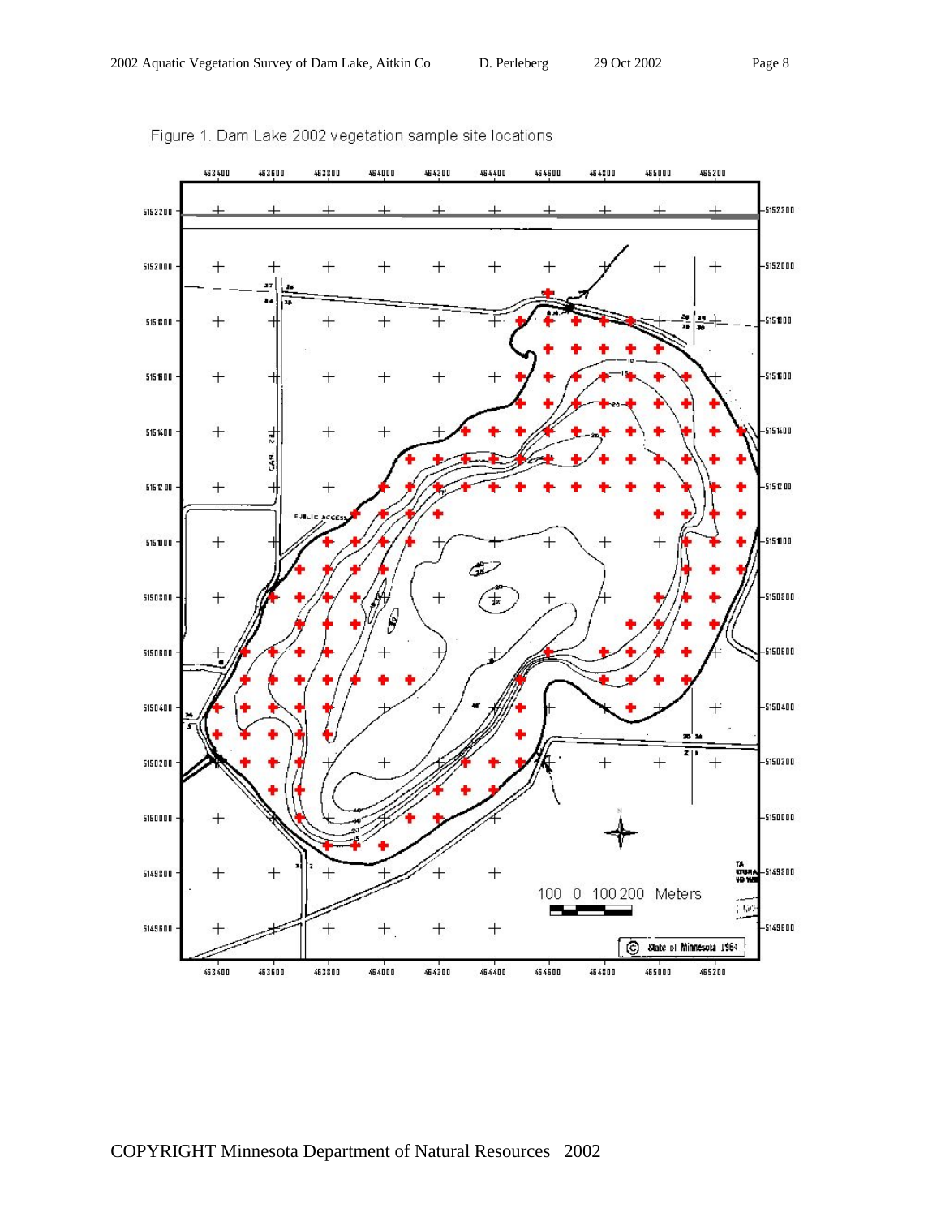Figure 1. Dam Lake 2002 vegetation sample site locations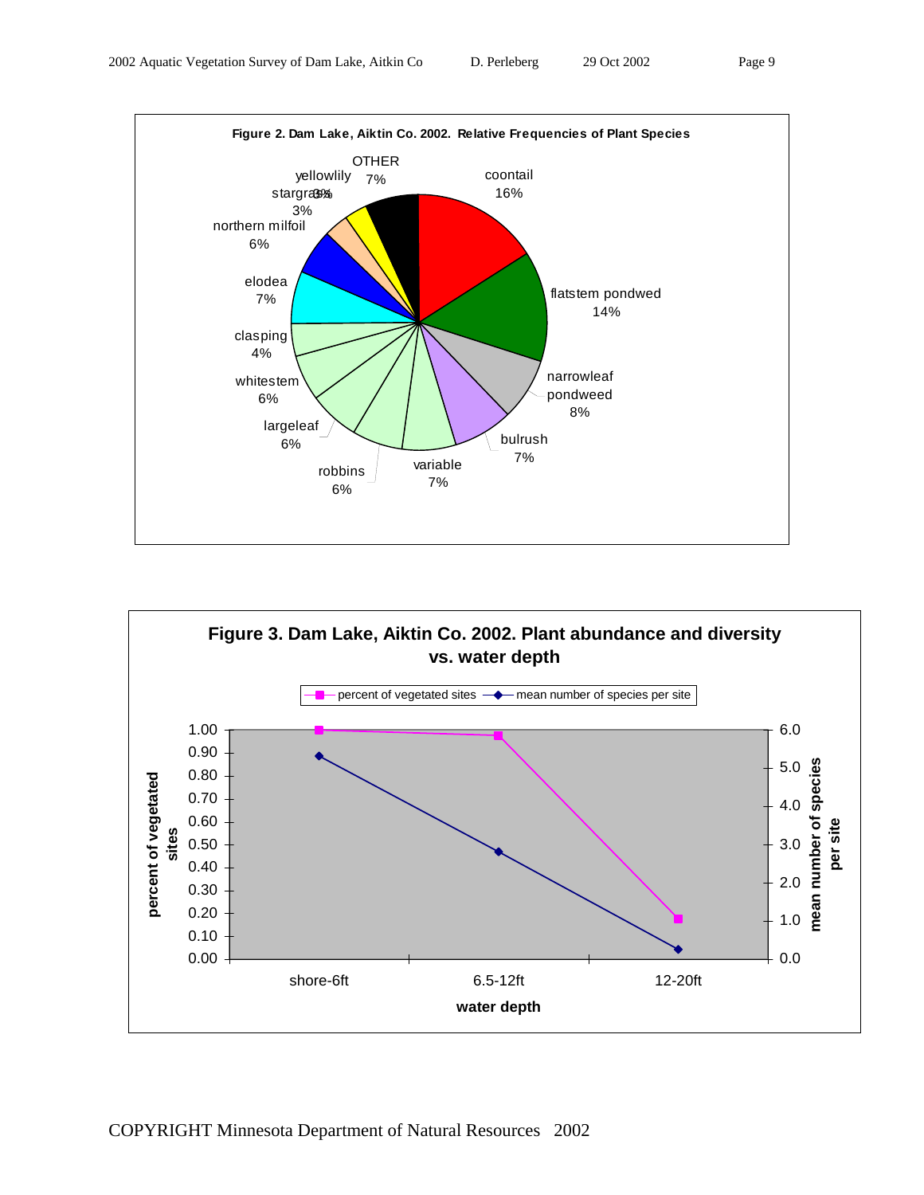**Figure 2. Dam Lake, Aiktin Co. 2002. Relative Frequencies of Plant Species**

| Species | Relative Frequency |
|---|---|
| coontail | 16% |
| flatstem pondwed | 14% |
| narrowleaf pondweed | 8% |
| bulrush | 7% |
| variable | 7% |
| robbins | 6% |
| largeleaf | 6% |
| whitestem | 6% |
| clasping | 4% |
| elodea | 7% |
| northern milfoil | 6% |
| stargrass | 3% |
| yellowlily | 3% |
| OTHER | 7% |

**Figure 3. Dam Lake, Aiktin Co. 2002. Plant abundance and diversity vs. water depth**

| water depth | percent of vegetated sites | mean number of species per site |
|---|---|---|
| shore-6ft | 1.00 | 5.3 |
| 6.5-12ft | 0.98 | 2.8 |
| 12-20ft | 0.17 | 0.2 |

COPYRIGHT Minnesota Department of Natural Resources 2002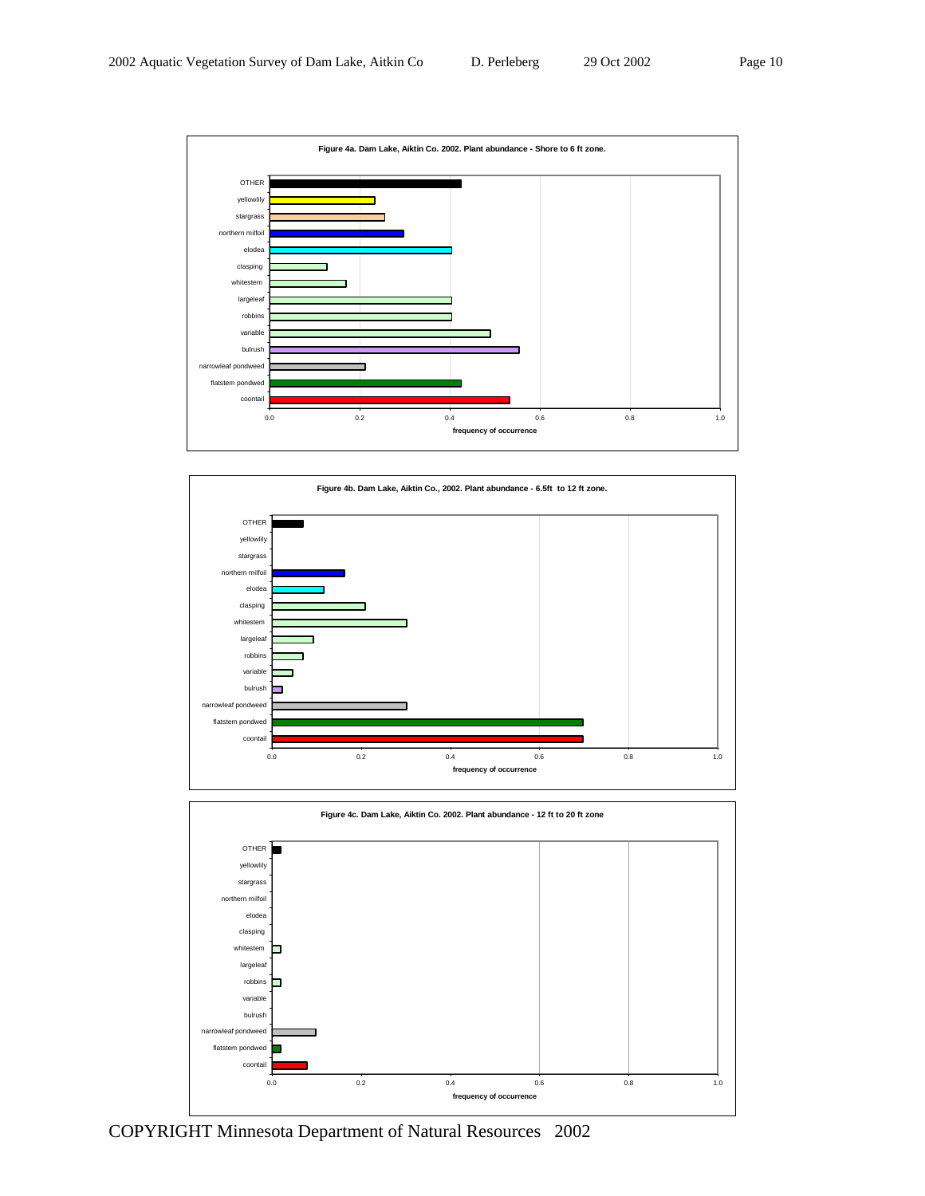**Figure 4a. Dam Lake, Aiktin Co. 2002. Plant abundance - Shore to 6 ft zone.**

| Species | Frequency of occurrence |
|---|---|
| OTHER | ~0.42 |
| yellowlily | ~0.23 |
| stargrass | ~0.25 |
| northern milfoil | ~0.30 |
| elodea | ~0.40 |
| clasping | ~0.13 |
| whitestem | ~0.17 |
| largeleaf | ~0.40 |
| robbins | ~0.40 |
| variable | ~0.49 |
| bulrush | ~0.55 |
| narrowleaf pondweed | ~0.21 |
| flatstem pondwed | ~0.42 |
| coontail | ~0.53 |

**Figure 4b. Dam Lake, Aiktin Co., 2002. Plant abundance - 6.5ft to 12 ft zone.**

| Species | Frequency of occurrence |
|---|---|
| OTHER | ~0.07 |
| yellowlily | 0 |
| stargrass | 0 |
| northern milfoil | ~0.16 |
| elodea | ~0.12 |
| clasping | ~0.21 |
| whitestem | ~0.30 |
| largeleaf | ~0.09 |
| robbins | ~0.07 |
| variable | ~0.05 |
| bulrush | ~0.02 |
| narrowleaf pondweed | ~0.30 |
| flatstem pondwed | ~0.70 |
| coontail | ~0.70 |

**Figure 4c. Dam Lake, Aiktin Co. 2002. Plant abundance - 12 ft to 20 ft zone**

| Species | Frequency of occurrence |
|---|---|
| OTHER | ~0.02 |
| yellowlily | 0 |
| stargrass | 0 |
| northern milfoil | 0 |
| elodea | 0 |
| clasping | 0 |
| whitestem | ~0.02 |
| largeleaf | 0 |
| robbins | ~0.02 |
| variable | 0 |
| bulrush | 0 |
| narrowleaf pondweed | ~0.10 |
| flatstem pondwed | ~0.02 |
| coontail | ~0.08 |

COPYRIGHT Minnesota Department of Natural Resources 2002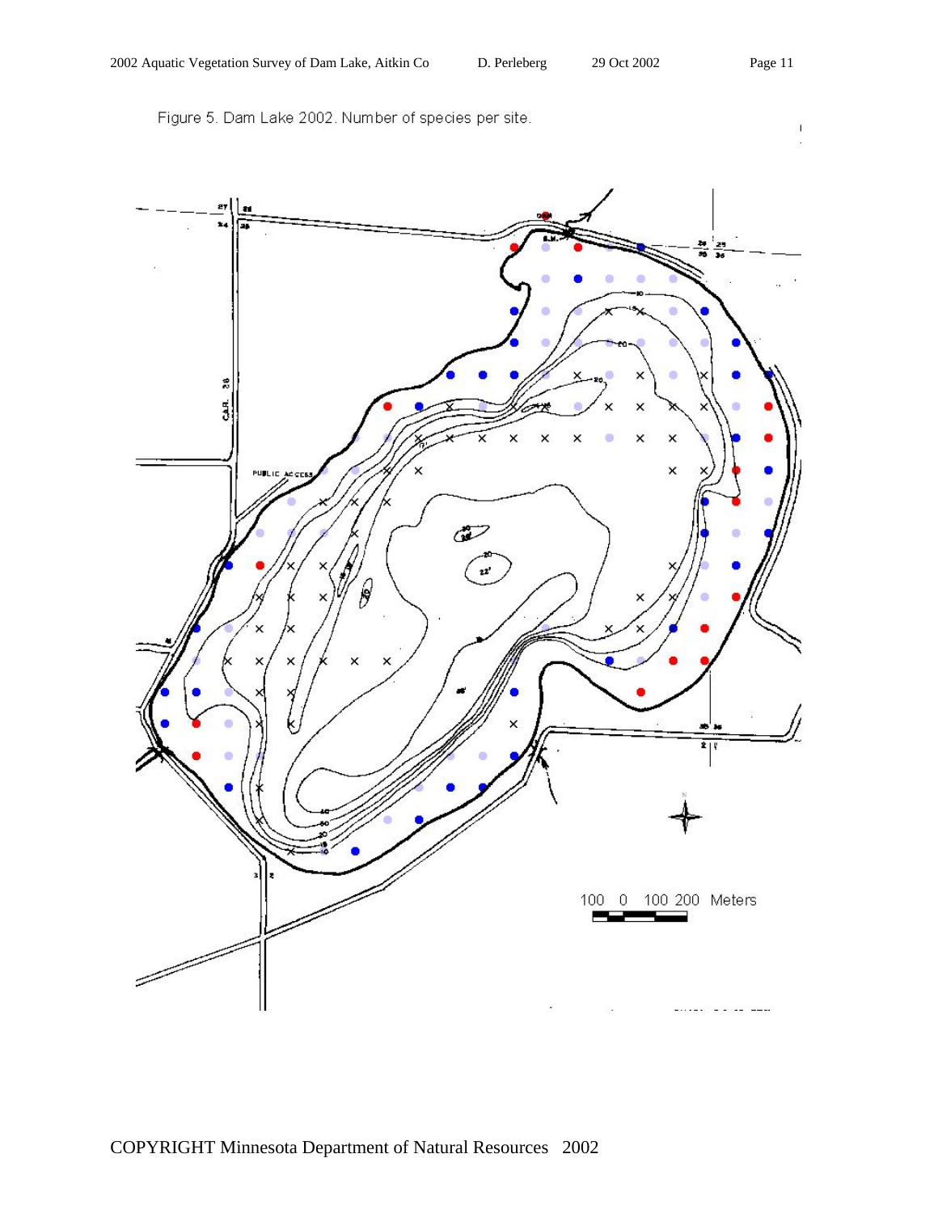Figure 5. Dam Lake 2002. Number of species per site.

COPYRIGHT Minnesota Department of Natural Resources 2002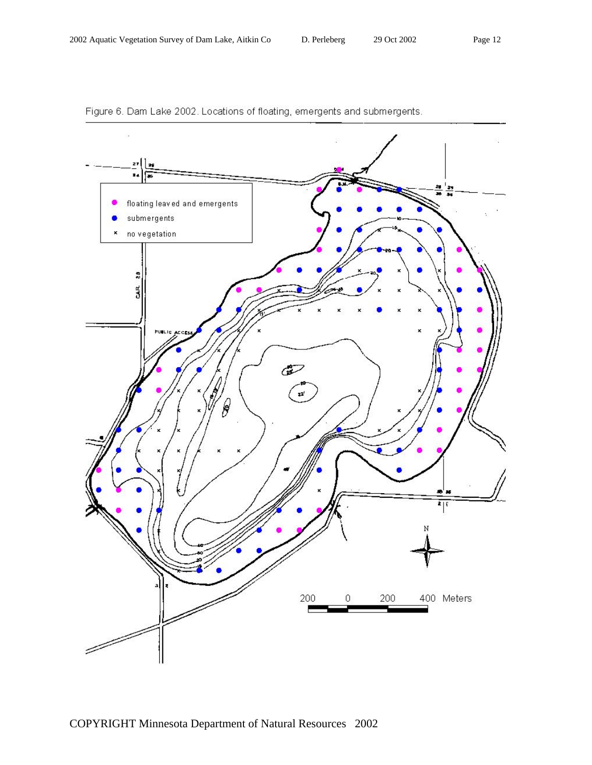Figure 6. Dam Lake 2002. Locations of floating, emergents and submergents.

floating leaved and emergents

submergents

no vegetation

PUBLIC ACCESS

CAR 28

N

200 0 200 400 Meters

COPYRIGHT Minnesota Department of Natural Resources 2002